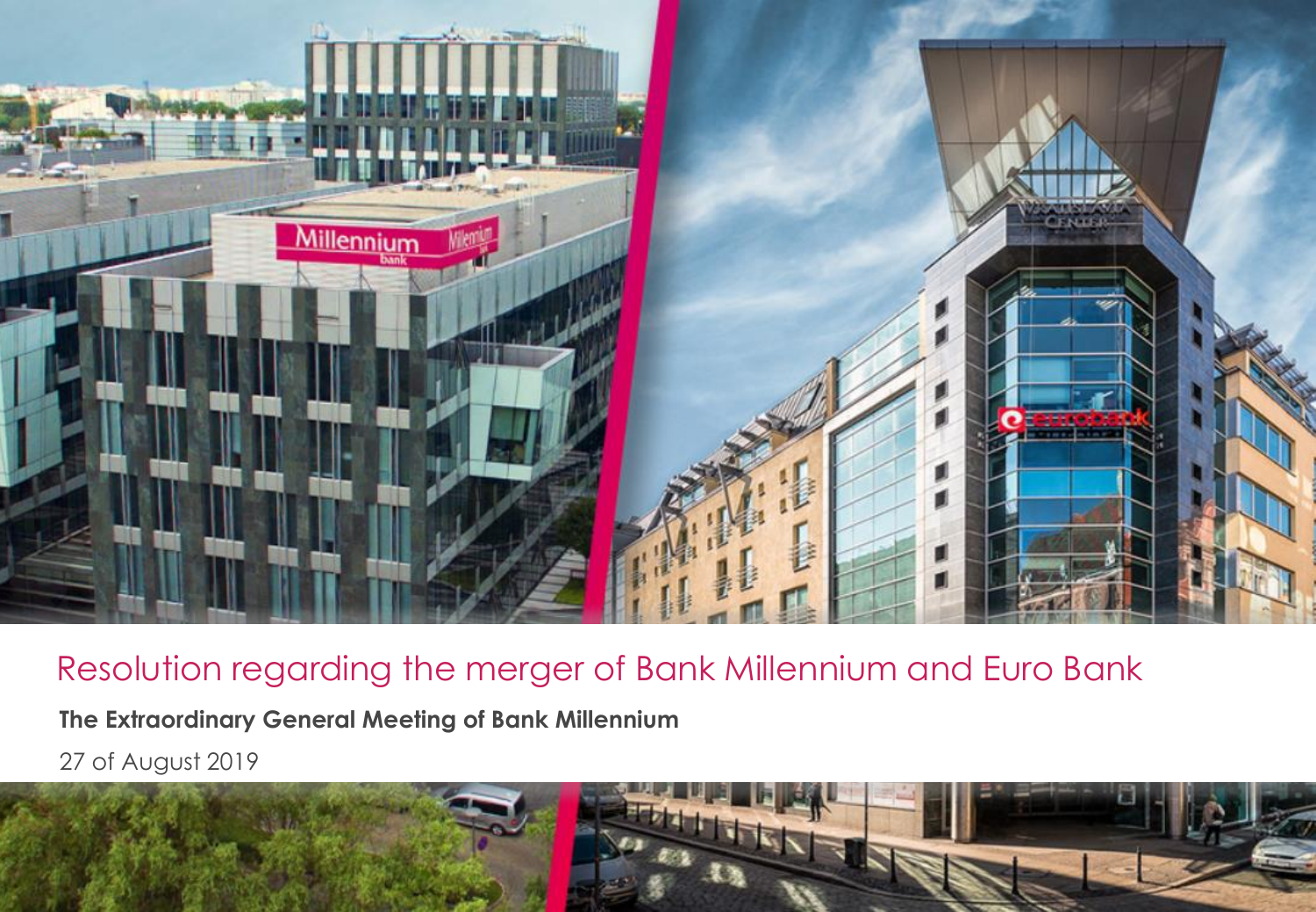# Resolution regarding the merger of Bank Millennium and Euro Bank

**The Extraordinary General Meeting of Bank Millennium**

27 of August 2019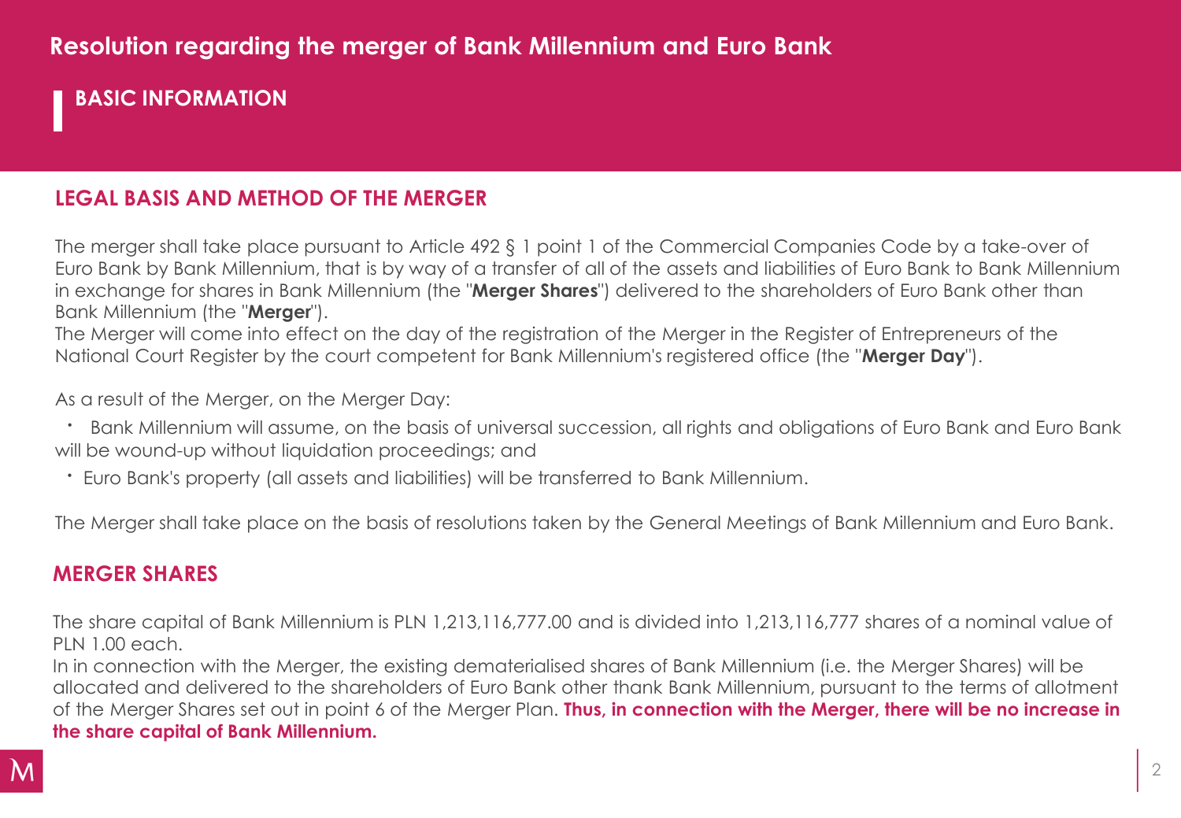# Resolution regarding the merger of Bank Millennium and Euro Bank

## BASIC INFORMATION

### LEGAL BASIS AND METHOD OF THE MERGER

The merger shall take place pursuant to Article 492 § 1 point 1 of the Commercial Companies Code by a take-over of Euro Bank by Bank Millennium, that is by way of a transfer of all of the assets and liabilities of Euro Bank to Bank Millennium in exchange for shares in Bank Millennium (the "**Merger Shares**") delivered to the shareholders of Euro Bank other than Bank Millennium (the "**Merger**").

The Merger will come into effect on the day of the registration of the Merger in the Register of Entrepreneurs of the National Court Register by the court competent for Bank Millennium's registered office (the "**Merger Day**").

As a result of the Merger, on the Merger Day:

- Bank Millennium will assume, on the basis of universal succession, all rights and obligations of Euro Bank and Euro Bank will be wound-up without liquidation proceedings; and
- Euro Bank's property (all assets and liabilities) will be transferred to Bank Millennium.

The Merger shall take place on the basis of resolutions taken by the General Meetings of Bank Millennium and Euro Bank.

### MERGER SHARES

The share capital of Bank Millennium is PLN 1,213,116,777.00 and is divided into 1,213,116,777 shares of a nominal value of PLN 1.00 each.

In in connection with the Merger, the existing dematerialised shares of Bank Millennium (i.e. the Merger Shares) will be allocated and delivered to the shareholders of Euro Bank other thank Bank Millennium, pursuant to the terms of allotment of the Merger Shares set out in point 6 of the Merger Plan. **Thus, in connection with the Merger, there will be no increase in the share capital of Bank Millennium.**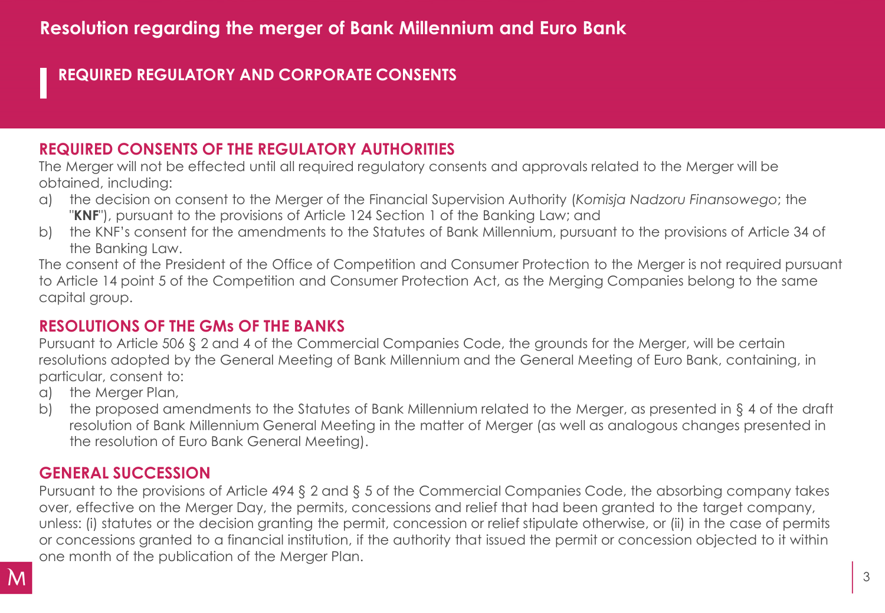# Resolution regarding the merger of Bank Millennium and Euro Bank

## REQUIRED REGULATORY AND CORPORATE CONSENTS

### REQUIRED CONSENTS OF THE REGULATORY AUTHORITIES

The Merger will not be effected until all required regulatory consents and approvals related to the Merger will be obtained, including:

a) the decision on consent to the Merger of the Financial Supervision Authority (*Komisja Nadzoru Finansowego*; the "**KNF**"), pursuant to the provisions of Article 124 Section 1 of the Banking Law; and

b) the KNF's consent for the amendments to the Statutes of Bank Millennium, pursuant to the provisions of Article 34 of the Banking Law.

The consent of the President of the Office of Competition and Consumer Protection to the Merger is not required pursuant to Article 14 point 5 of the Competition and Consumer Protection Act, as the Merging Companies belong to the same capital group.

### RESOLUTIONS OF THE GMs OF THE BANKS

Pursuant to Article 506 § 2 and 4 of the Commercial Companies Code, the grounds for the Merger, will be certain resolutions adopted by the General Meeting of Bank Millennium and the General Meeting of Euro Bank, containing, in particular, consent to:

a) the Merger Plan,

b) the proposed amendments to the Statutes of Bank Millennium related to the Merger, as presented in § 4 of the draft resolution of Bank Millennium General Meeting in the matter of Merger (as well as analogous changes presented in the resolution of Euro Bank General Meeting).

### GENERAL SUCCESSION

Pursuant to the provisions of Article 494 § 2 and § 5 of the Commercial Companies Code, the absorbing company takes over, effective on the Merger Day, the permits, concessions and relief that had been granted to the target company, unless: (i) statutes or the decision granting the permit, concession or relief stipulate otherwise, or (ii) in the case of permits or concessions granted to a financial institution, if the authority that issued the permit or concession objected to it within one month of the publication of the Merger Plan.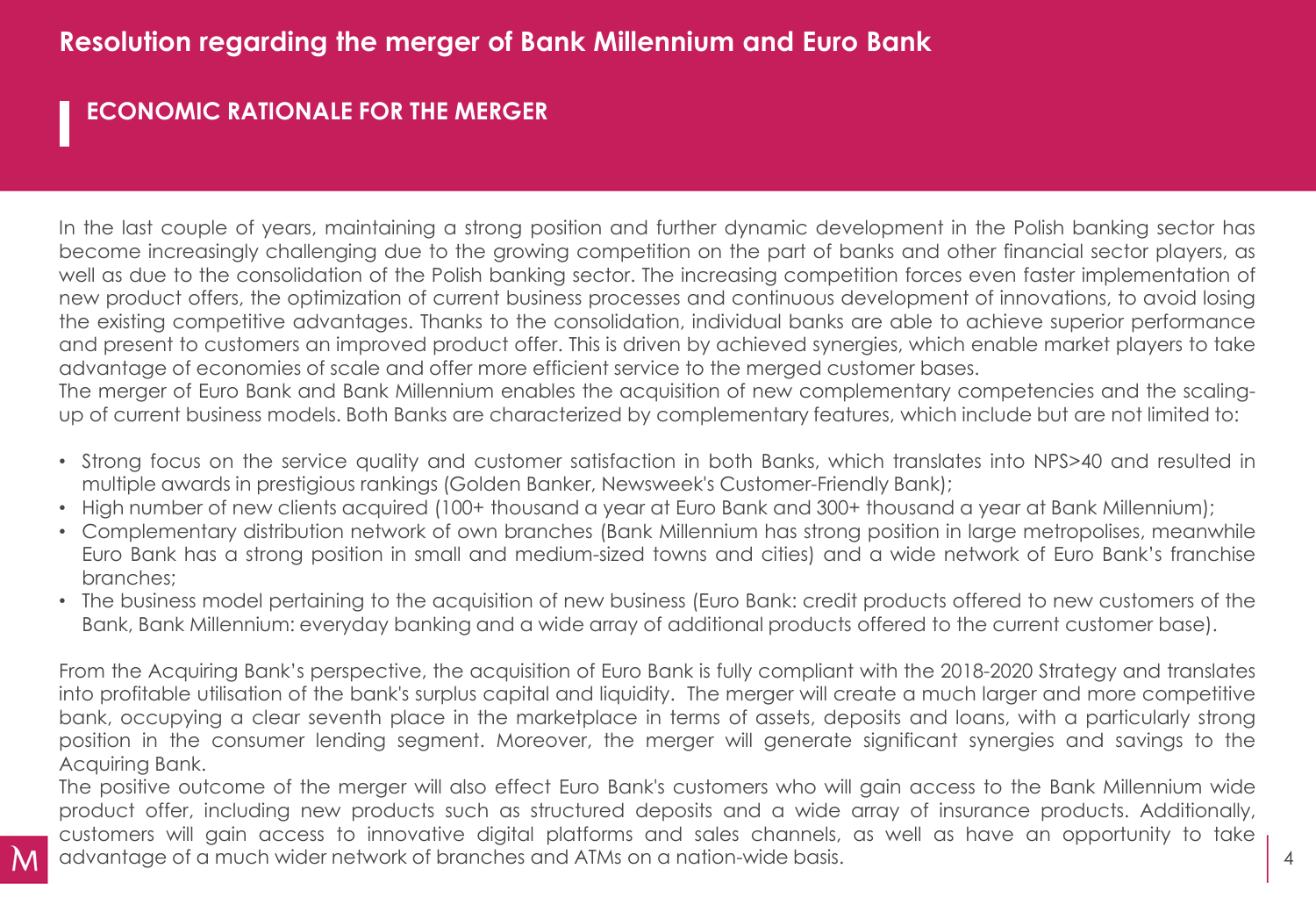# Resolution regarding the merger of Bank Millennium and Euro Bank

## ECONOMIC RATIONALE FOR THE MERGER

In the last couple of years, maintaining a strong position and further dynamic development in the Polish banking sector has become increasingly challenging due to the growing competition on the part of banks and other financial sector players, as well as due to the consolidation of the Polish banking sector. The increasing competition forces even faster implementation of new product offers, the optimization of current business processes and continuous development of innovations, to avoid losing the existing competitive advantages. Thanks to the consolidation, individual banks are able to achieve superior performance and present to customers an improved product offer. This is driven by achieved synergies, which enable market players to take advantage of economies of scale and offer more efficient service to the merged customer bases.

The merger of Euro Bank and Bank Millennium enables the acquisition of new complementary competencies and the scaling-up of current business models. Both Banks are characterized by complementary features, which include but are not limited to:

- Strong focus on the service quality and customer satisfaction in both Banks, which translates into NPS>40 and resulted in multiple awards in prestigious rankings (Golden Banker, Newsweek's Customer-Friendly Bank);
- High number of new clients acquired (100+ thousand a year at Euro Bank and 300+ thousand a year at Bank Millennium);
- Complementary distribution network of own branches (Bank Millennium has strong position in large metropolises, meanwhile Euro Bank has a strong position in small and medium-sized towns and cities) and a wide network of Euro Bank's franchise branches;
- The business model pertaining to the acquisition of new business (Euro Bank: credit products offered to new customers of the Bank, Bank Millennium: everyday banking and a wide array of additional products offered to the current customer base).

From the Acquiring Bank's perspective, the acquisition of Euro Bank is fully compliant with the 2018-2020 Strategy and translates into profitable utilisation of the bank's surplus capital and liquidity. The merger will create a much larger and more competitive bank, occupying a clear seventh place in the marketplace in terms of assets, deposits and loans, with a particularly strong position in the consumer lending segment. Moreover, the merger will generate significant synergies and savings to the Acquiring Bank.

The positive outcome of the merger will also effect Euro Bank's customers who will gain access to the Bank Millennium wide product offer, including new products such as structured deposits and a wide array of insurance products. Additionally, customers will gain access to innovative digital platforms and sales channels, as well as have an opportunity to take advantage of a much wider network of branches and ATMs on a nation-wide basis.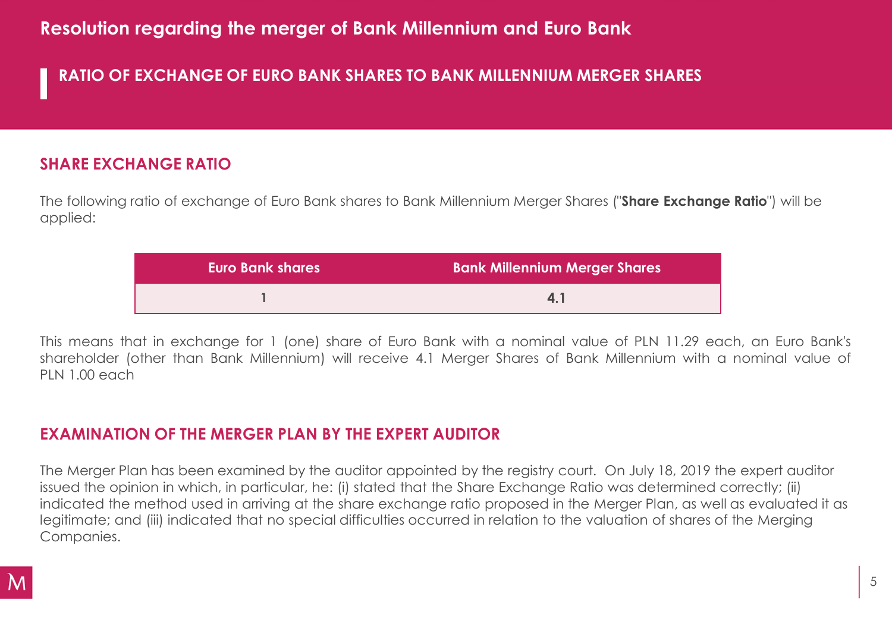# Resolution regarding the merger of Bank Millennium and Euro Bank

## RATIO OF EXCHANGE OF EURO BANK SHARES TO BANK MILLENNIUM MERGER SHARES

### SHARE EXCHANGE RATIO

The following ratio of exchange of Euro Bank shares to Bank Millennium Merger Shares ("**Share Exchange Ratio**") will be applied:

| Euro Bank shares | Bank Millennium Merger Shares |
|---|---|
| 1 | 4.1 |

This means that in exchange for 1 (one) share of Euro Bank with a nominal value of PLN 11.29 each, an Euro Bank's shareholder (other than Bank Millennium) will receive 4.1 Merger Shares of Bank Millennium with a nominal value of PLN 1.00 each

### EXAMINATION OF THE MERGER PLAN BY THE EXPERT AUDITOR

The Merger Plan has been examined by the auditor appointed by the registry court. On July 18, 2019 the expert auditor issued the opinion in which, in particular, he: (i) stated that the Share Exchange Ratio was determined correctly; (ii) indicated the method used in arriving at the share exchange ratio proposed in the Merger Plan, as well as evaluated it as legitimate; and (iii) indicated that no special difficulties occurred in relation to the valuation of shares of the Merging Companies.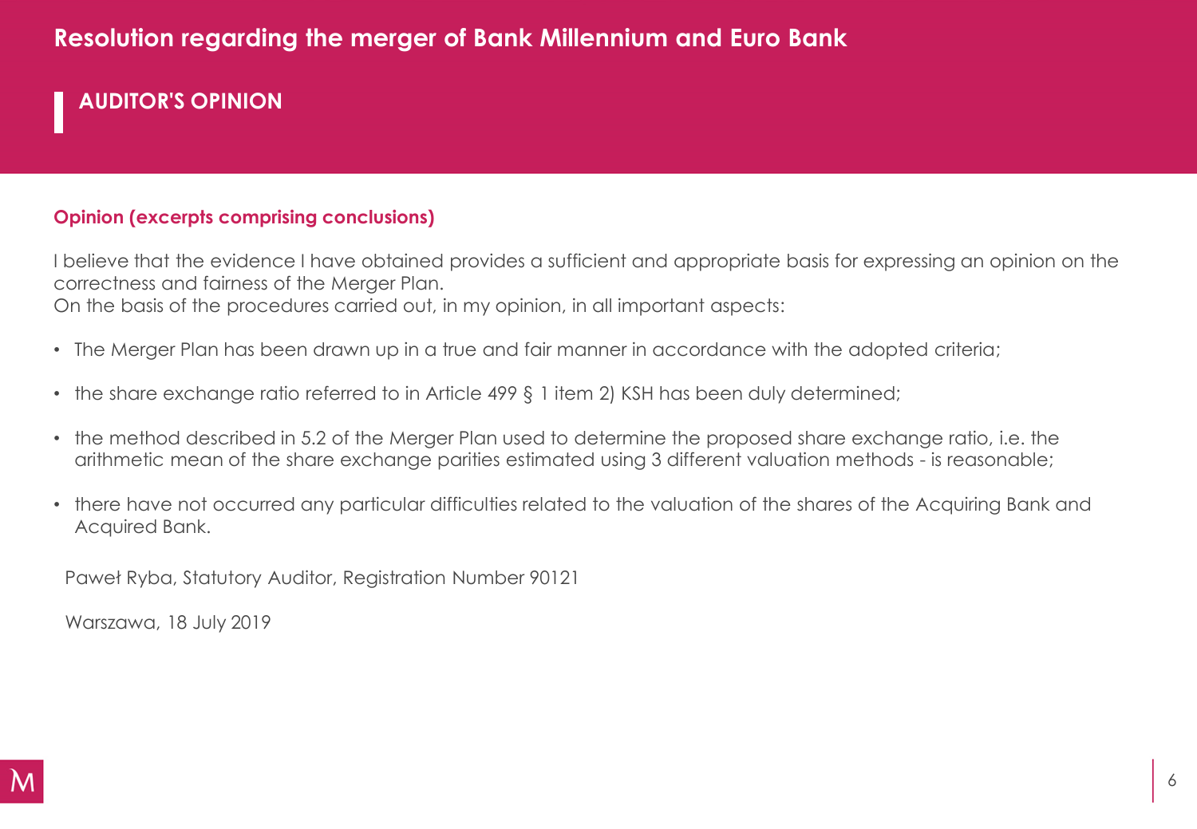# Resolution regarding the merger of Bank Millennium and Euro Bank

## AUDITOR'S OPINION

### Opinion (excerpts comprising conclusions)

I believe that the evidence I have obtained provides a sufficient and appropriate basis for expressing an opinion on the correctness and fairness of the Merger Plan.
On the basis of the procedures carried out, in my opinion, in all important aspects:

- The Merger Plan has been drawn up in a true and fair manner in accordance with the adopted criteria;
- the share exchange ratio referred to in Article 499 § 1 item 2) KSH has been duly determined;
- the method described in 5.2 of the Merger Plan used to determine the proposed share exchange ratio, i.e. the arithmetic mean of the share exchange parities estimated using 3 different valuation methods - is reasonable;
- there have not occurred any particular difficulties related to the valuation of the shares of the Acquiring Bank and Acquired Bank.

Paweł Ryba, Statutory Auditor, Registration Number 90121

Warszawa, 18 July 2019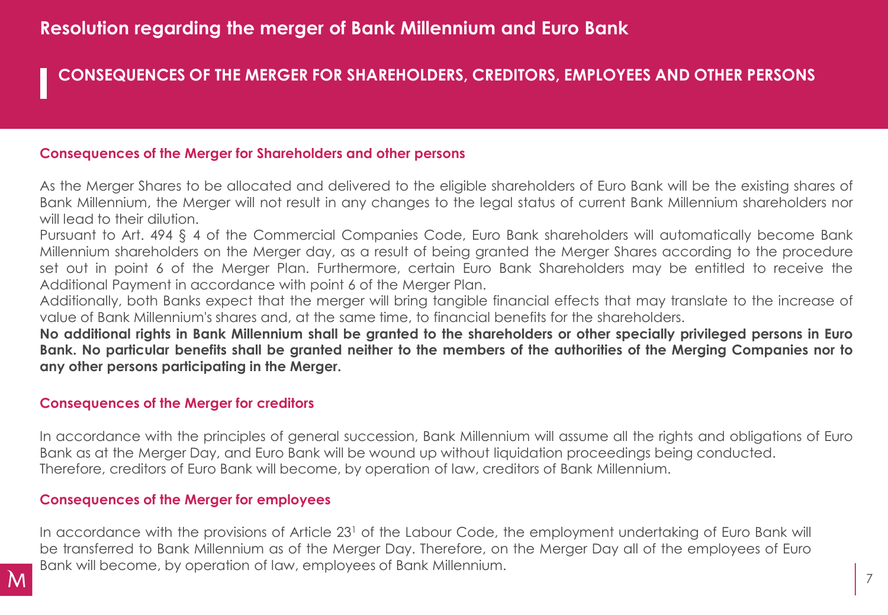# Resolution regarding the merger of Bank Millennium and Euro Bank

## CONSEQUENCES OF THE MERGER FOR SHAREHOLDERS, CREDITORS, EMPLOYEES AND OTHER PERSONS

### Consequences of the Merger for Shareholders and other persons

As the Merger Shares to be allocated and delivered to the eligible shareholders of Euro Bank will be the existing shares of Bank Millennium, the Merger will not result in any changes to the legal status of current Bank Millennium shareholders nor will lead to their dilution.

Pursuant to Art. 494 § 4 of the Commercial Companies Code, Euro Bank shareholders will automatically become Bank Millennium shareholders on the Merger day, as a result of being granted the Merger Shares according to the procedure set out in point 6 of the Merger Plan. Furthermore, certain Euro Bank Shareholders may be entitled to receive the Additional Payment in accordance with point 6 of the Merger Plan.

Additionally, both Banks expect that the merger will bring tangible financial effects that may translate to the increase of value of Bank Millennium's shares and, at the same time, to financial benefits for the shareholders.

**No additional rights in Bank Millennium shall be granted to the shareholders or other specially privileged persons in Euro Bank. No particular benefits shall be granted neither to the members of the authorities of the Merging Companies nor to any other persons participating in the Merger.**

### Consequences of the Merger for creditors

In accordance with the principles of general succession, Bank Millennium will assume all the rights and obligations of Euro Bank as at the Merger Day, and Euro Bank will be wound up without liquidation proceedings being conducted.
Therefore, creditors of Euro Bank will become, by operation of law, creditors of Bank Millennium.

### Consequences of the Merger for employees

In accordance with the provisions of Article 23[1] of the Labour Code, the employment undertaking of Euro Bank will be transferred to Bank Millennium as of the Merger Day. Therefore, on the Merger Day all of the employees of Euro Bank will become, by operation of law, employees of Bank Millennium.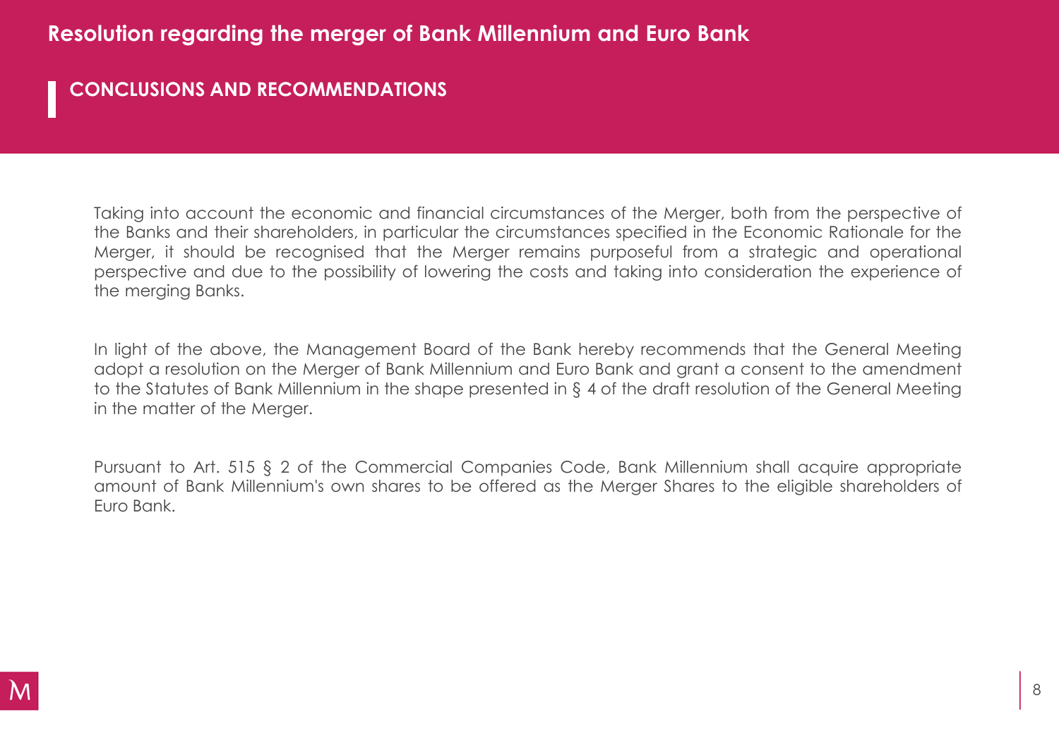# Resolution regarding the merger of Bank Millennium and Euro Bank

## CONCLUSIONS AND RECOMMENDATIONS

Taking into account the economic and financial circumstances of the Merger, both from the perspective of the Banks and their shareholders, in particular the circumstances specified in the Economic Rationale for the Merger, it should be recognised that the Merger remains purposeful from a strategic and operational perspective and due to the possibility of lowering the costs and taking into consideration the experience of the merging Banks.

In light of the above, the Management Board of the Bank hereby recommends that the General Meeting adopt a resolution on the Merger of Bank Millennium and Euro Bank and grant a consent to the amendment to the Statutes of Bank Millennium in the shape presented in § 4 of the draft resolution of the General Meeting in the matter of the Merger.

Pursuant to Art. 515 § 2 of the Commercial Companies Code, Bank Millennium shall acquire appropriate amount of Bank Millennium's own shares to be offered as the Merger Shares to the eligible shareholders of Euro Bank.